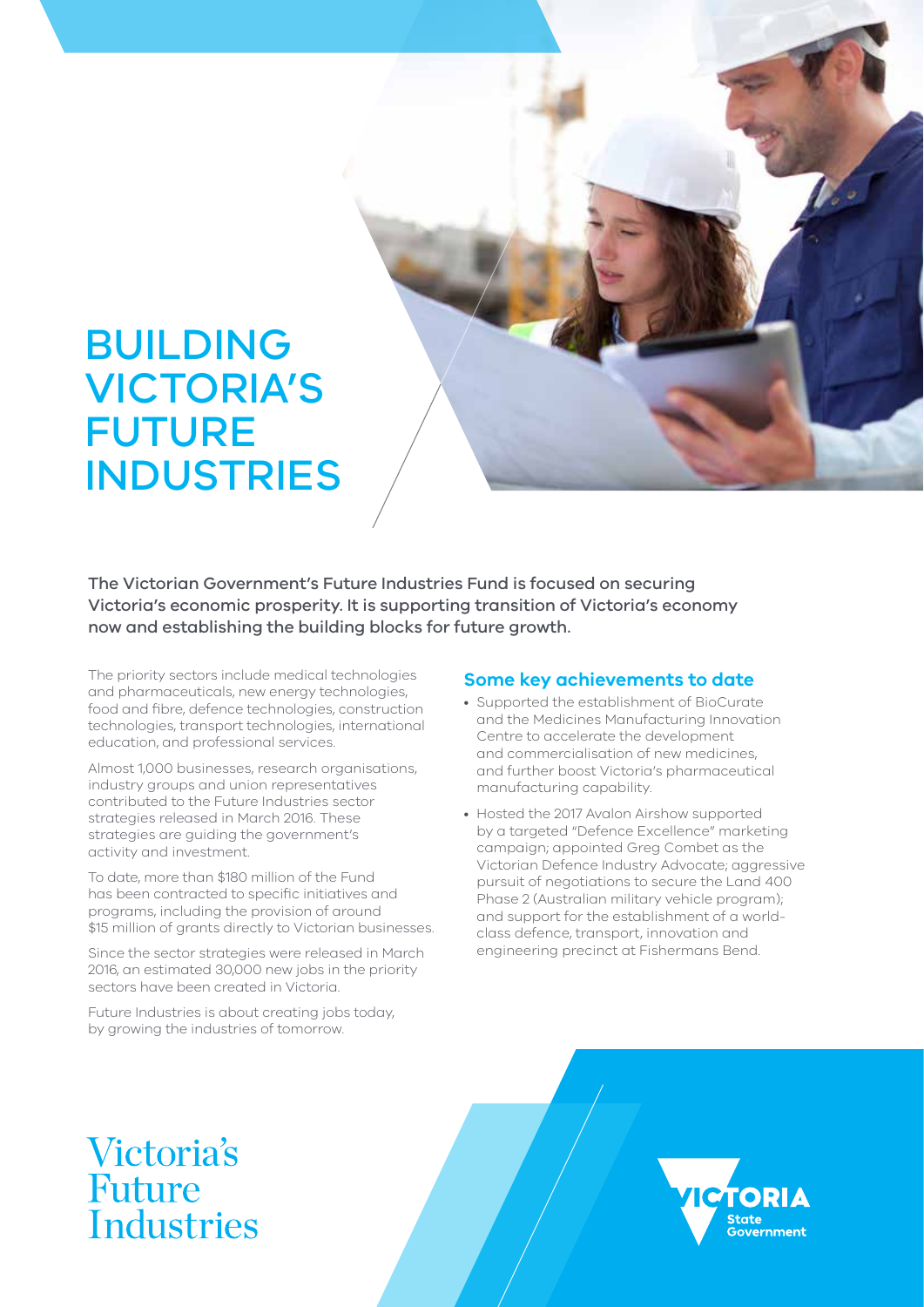# BUILDING VICTORIA'S FUTURE INDUSTRIES

**The Victorian Government's Future Industries Fund is focused on securing Victoria's economic prosperity. It is supporting transition of Victoria's economy now and establishing the building blocks for future growth.**

The priority sectors include medical technologies and pharmaceuticals, new energy technologies, food and fibre, defence technologies, construction technologies, transport technologies, international education, and professional services.

Almost 1,000 businesses, research organisations, industry groups and union representatives contributed to the Future Industries sector strategies released in March 2016. These strategies are guiding the government's activity and investment.

To date, more than $180 million of the Fund has been contracted to specific initiatives and programs, including the provision of around $15 million of grants directly to Victorian businesses.

Since the sector strategies were released in March 2016, an estimated 30,000 new jobs in the priority sectors have been created in Victoria.

Future Industries is about creating jobs today, by growing the industries of tomorrow.

## Some key achievements to date

- Supported the establishment of BioCurate and the Medicines Manufacturing Innovation Centre to accelerate the development and commercialisation of new medicines, and further boost Victoria's pharmaceutical manufacturing capability.
- Hosted the 2017 Avalon Airshow supported by a targeted "Defence Excellence" marketing campaign; appointed Greg Combet as the Victorian Defence Industry Advocate; aggressive pursuit of negotiations to secure the Land 400 Phase 2 (Australian military vehicle program); and support for the establishment of a world-class defence, transport, innovation and engineering precinct at Fishermans Bend.

Victoria's Future Industries

VICTORIA State Government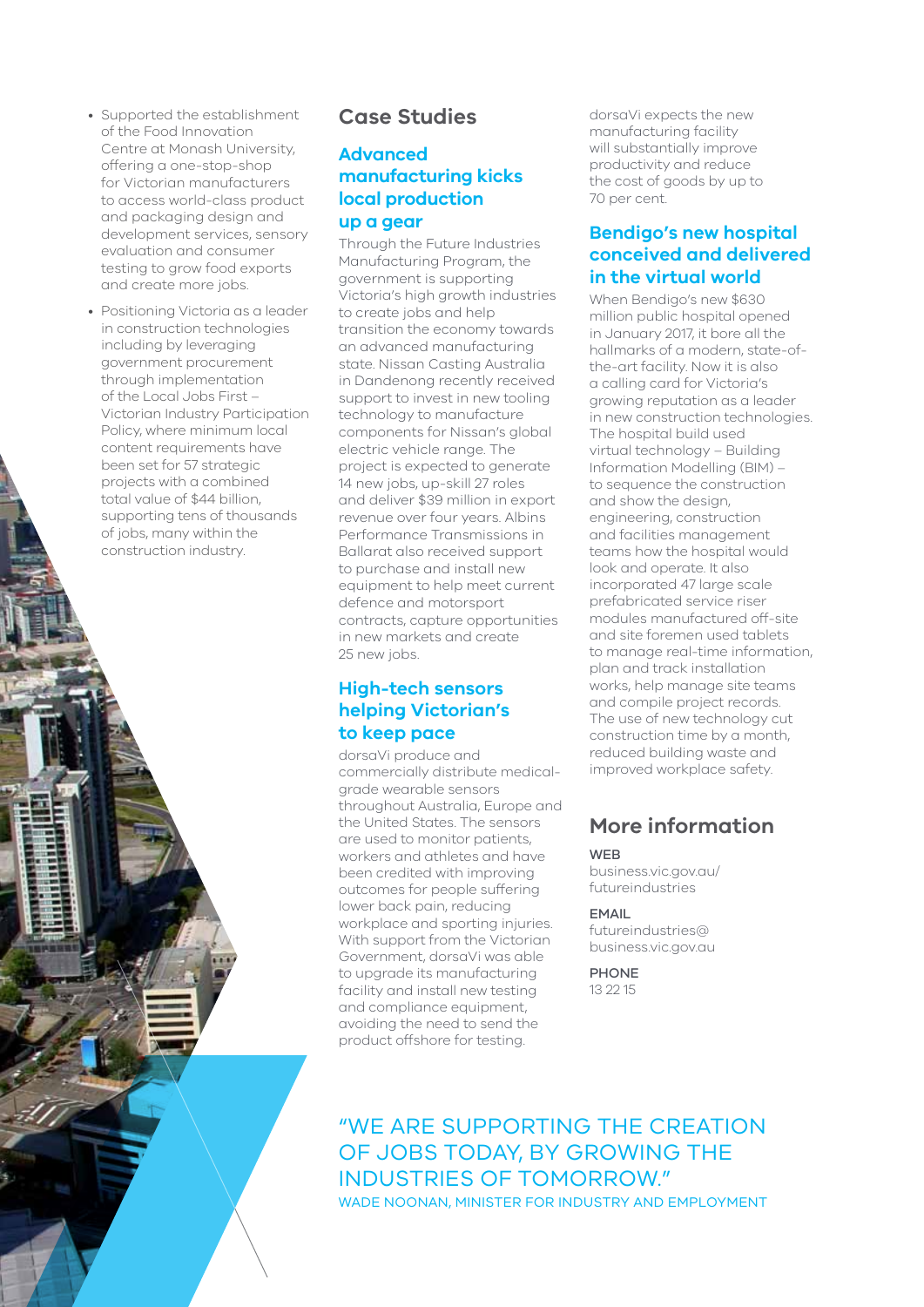- Supported the establishment of the Food Innovation Centre at Monash University, offering a one-stop-shop for Victorian manufacturers to access world-class product and packaging design and development services, sensory evaluation and consumer testing to grow food exports and create more jobs.
- Positioning Victoria as a leader in construction technologies including by leveraging government procurement through implementation of the Local Jobs First – Victorian Industry Participation Policy, where minimum local content requirements have been set for 57 strategic projects with a combined total value of $44 billion, supporting tens of thousands of jobs, many within the construction industry.

## Case Studies

### Advanced manufacturing kicks local production up a gear

Through the Future Industries Manufacturing Program, the government is supporting Victoria's high growth industries to create jobs and help transition the economy towards an advanced manufacturing state. Nissan Casting Australia in Dandenong recently received support to invest in new tooling technology to manufacture components for Nissan's global electric vehicle range. The project is expected to generate 14 new jobs, up-skill 27 roles and deliver $39 million in export revenue over four years. Albins Performance Transmissions in Ballarat also received support to purchase and install new equipment to help meet current defence and motorsport contracts, capture opportunities in new markets and create 25 new jobs.

### High-tech sensors helping Victorian's to keep pace

dorsaVi produce and commercially distribute medical-grade wearable sensors throughout Australia, Europe and the United States. The sensors are used to monitor patients, workers and athletes and have been credited with improving outcomes for people suffering lower back pain, reducing workplace and sporting injuries. With support from the Victorian Government, dorsaVi was able to upgrade its manufacturing facility and install new testing and compliance equipment, avoiding the need to send the product offshore for testing.

dorsaVi expects the new manufacturing facility will substantially improve productivity and reduce the cost of goods by up to 70 per cent.

### Bendigo's new hospital conceived and delivered in the virtual world

When Bendigo's new $630 million public hospital opened in January 2017, it bore all the hallmarks of a modern, state-of-the-art facility. Now it is also a calling card for Victoria's growing reputation as a leader in new construction technologies. The hospital build used virtual technology – Building Information Modelling (BIM) – to sequence the construction and show the design, engineering, construction and facilities management teams how the hospital would look and operate. It also incorporated 47 large scale prefabricated service riser modules manufactured off-site and site foremen used tablets to manage real-time information, plan and track installation works, help manage site teams and compile project records. The use of new technology cut construction time by a month, reduced building waste and improved workplace safety.

## More information

**WEB**
business.vic.gov.au/futureindustries

**EMAIL**
futureindustries@business.vic.gov.au

**PHONE**
13 22 15

"WE ARE SUPPORTING THE CREATION OF JOBS TODAY, BY GROWING THE INDUSTRIES OF TOMORROW."

WADE NOONAN, MINISTER FOR INDUSTRY AND EMPLOYMENT